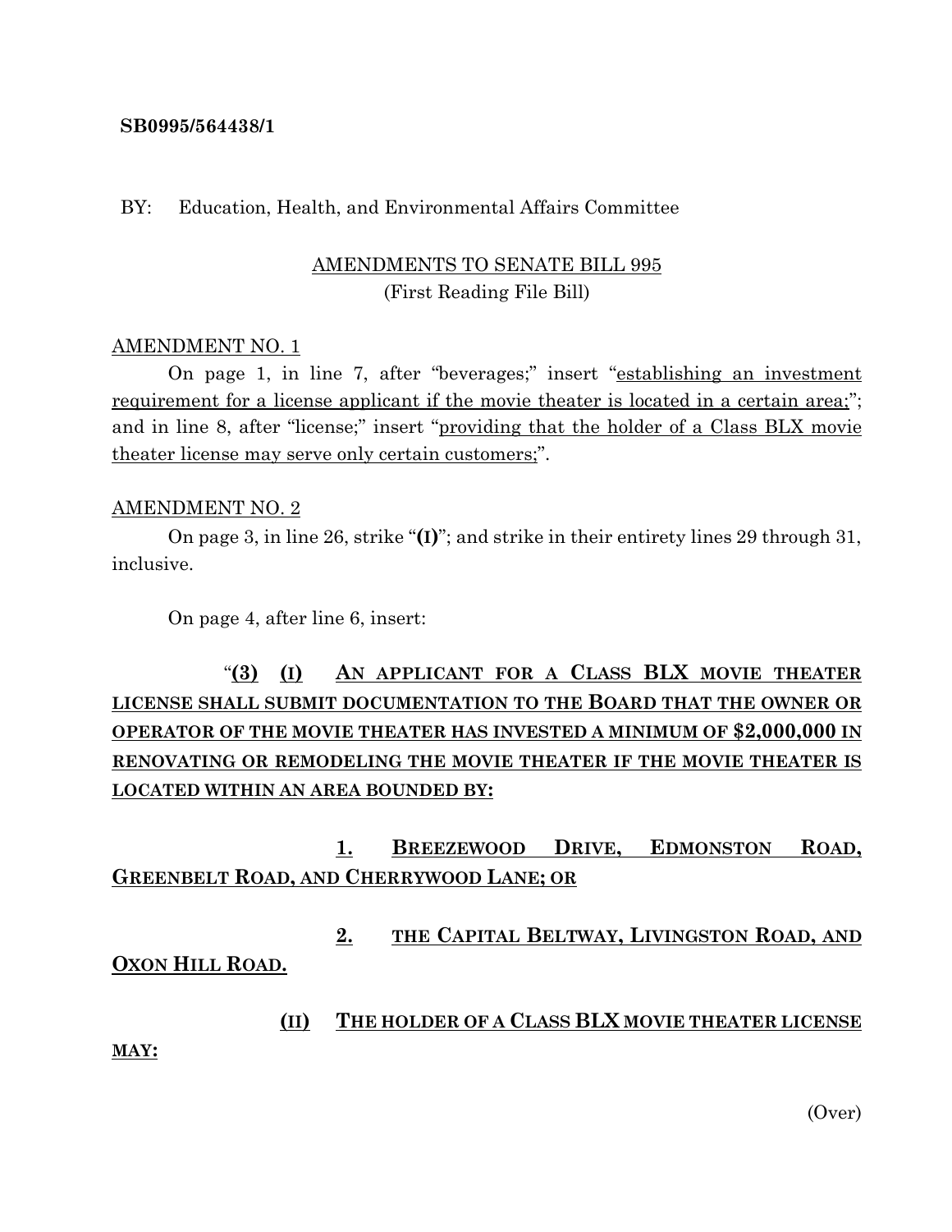**SB0995/564438/1**

BY: Education, Health, and Environmental Affairs Committee

AMENDMENTS TO SENATE BILL 995
(First Reading File Bill)

AMENDMENT NO. 1

On page 1, in line 7, after "beverages;" insert "establishing an investment requirement for a license applicant if the movie theater is located in a certain area;"; and in line 8, after "license;" insert "providing that the holder of a Class BLX movie theater license may serve only certain customers;".

AMENDMENT NO. 2

On page 3, in line 26, strike "**(I)**"; and strike in their entirety lines 29 through 31, inclusive.

On page 4, after line 6, insert:

"**(3) (I) AN APPLICANT FOR A CLASS BLX MOVIE THEATER LICENSE SHALL SUBMIT DOCUMENTATION TO THE BOARD THAT THE OWNER OR OPERATOR OF THE MOVIE THEATER HAS INVESTED A MINIMUM OF $2,000,000 IN RENOVATING OR REMODELING THE MOVIE THEATER IF THE MOVIE THEATER IS LOCATED WITHIN AN AREA BOUNDED BY:**

**1. BREEZEWOOD DRIVE, EDMONSTON ROAD, GREENBELT ROAD, AND CHERRYWOOD LANE; OR**

**2. THE CAPITAL BELTWAY, LIVINGSTON ROAD, AND OXON HILL ROAD.**

**(II) THE HOLDER OF A CLASS BLX MOVIE THEATER LICENSE MAY:**

(Over)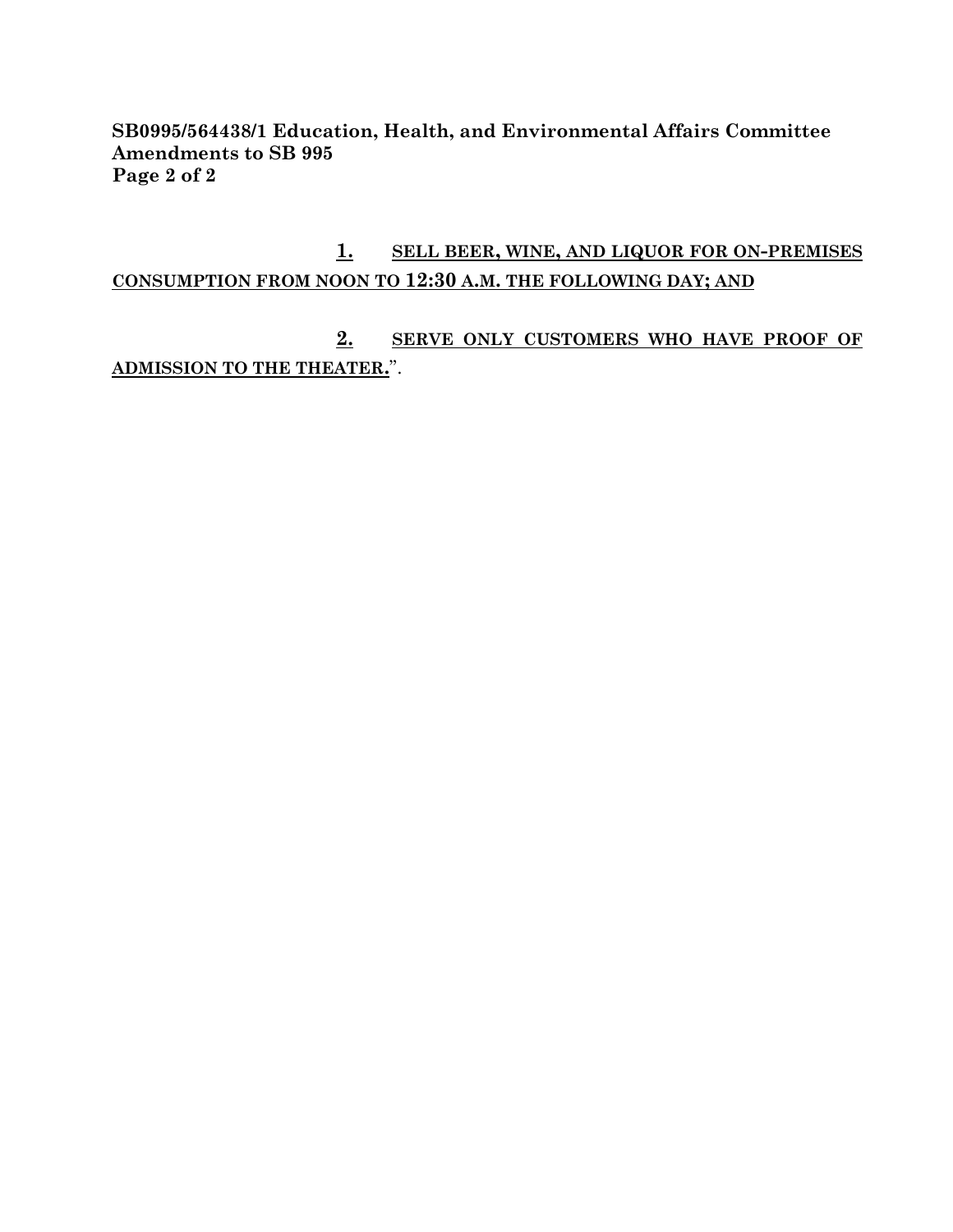1. SELL BEER, WINE, AND LIQUOR FOR ON-PREMISES CONSUMPTION FROM NOON TO 12:30 A.M. THE FOLLOWING DAY; AND

2. SERVE ONLY CUSTOMERS WHO HAVE PROOF OF ADMISSION TO THE THEATER.".